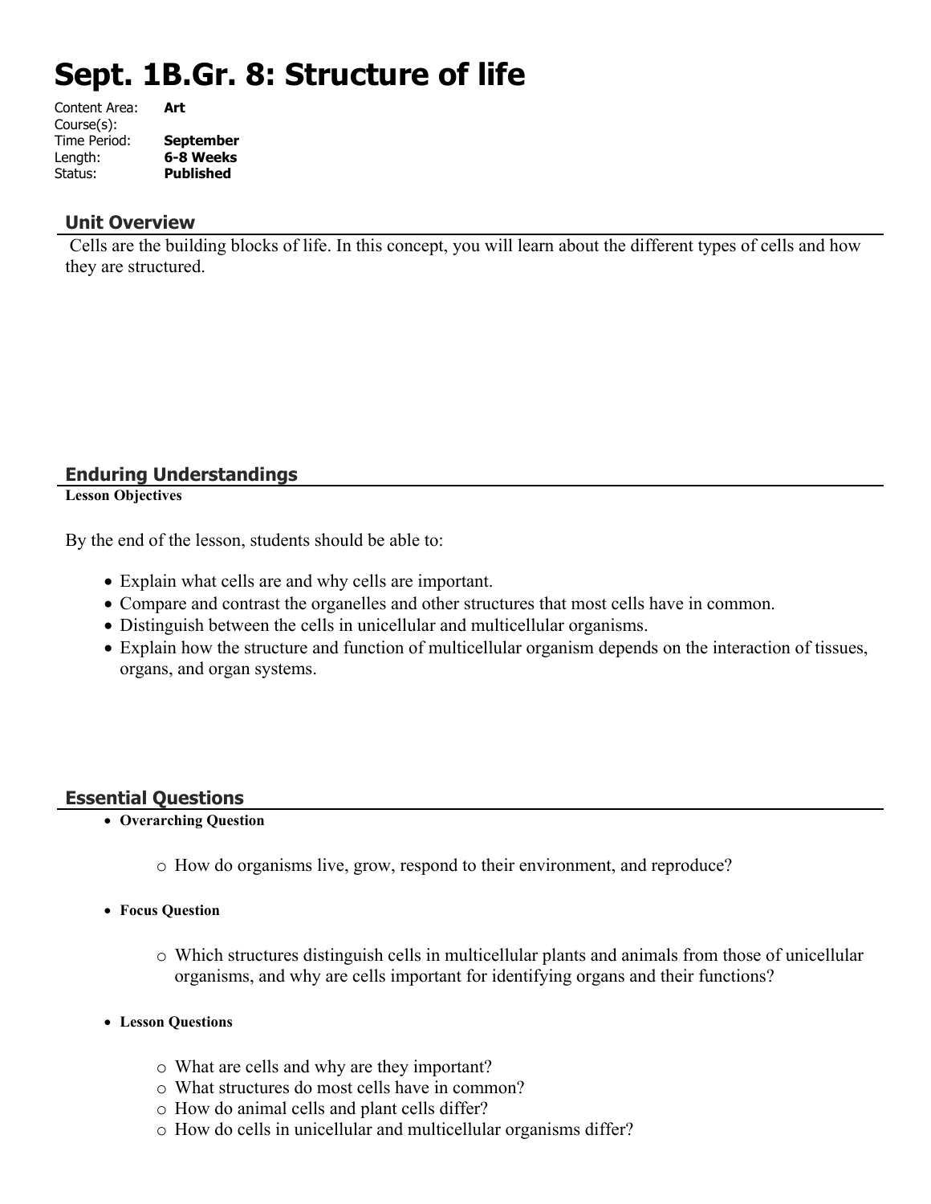# Sept. 1B.Gr. 8: Structure of life

Content Area: **Art**
Course(s):
Time Period: **September**
Length: **6-8 Weeks**
Status: **Published**

## Unit Overview

Cells are the building blocks of life. In this concept, you will learn about the different types of cells and how they are structured.

## Enduring Understandings

**Lesson Objectives**

By the end of the lesson, students should be able to:

- Explain what cells are and why cells are important.
- Compare and contrast the organelles and other structures that most cells have in common.
- Distinguish between the cells in unicellular and multicellular organisms.
- Explain how the structure and function of multicellular organism depends on the interaction of tissues, organs, and organ systems.

## Essential Questions

- **Overarching Question**
  - How do organisms live, grow, respond to their environment, and reproduce?
- **Focus Question**
  - Which structures distinguish cells in multicellular plants and animals from those of unicellular organisms, and why are cells important for identifying organs and their functions?
- **Lesson Questions**
  - What are cells and why are they important?
  - What structures do most cells have in common?
  - How do animal cells and plant cells differ?
  - How do cells in unicellular and multicellular organisms differ?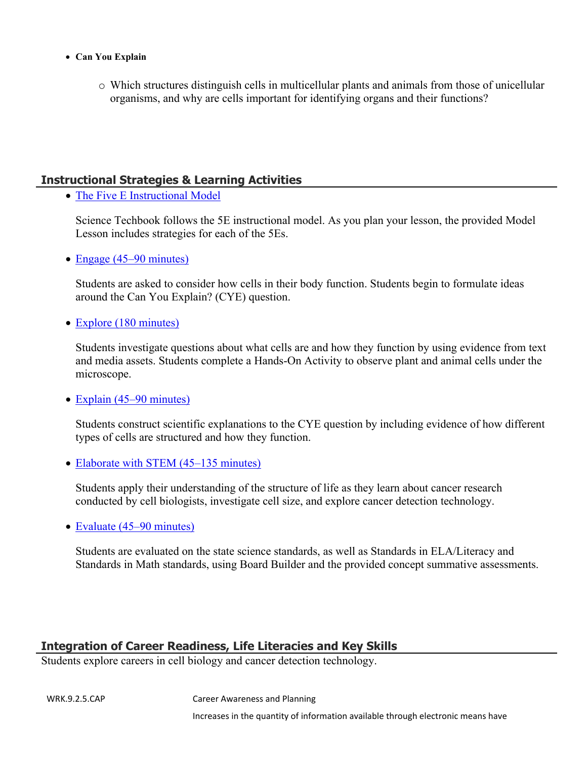- **Can You Explain**
    - Which structures distinguish cells in multicellular plants and animals from those of unicellular organisms, and why are cells important for identifying organs and their functions?

## Instructional Strategies & Learning Activities

- [The Five E Instructional Model]()

  Science Techbook follows the 5E instructional model. As you plan your lesson, the provided Model Lesson includes strategies for each of the 5Es.

- [Engage (45–90 minutes)]()

  Students are asked to consider how cells in their body function. Students begin to formulate ideas around the Can You Explain? (CYE) question.

- [Explore (180 minutes)]()

  Students investigate questions about what cells are and how they function by using evidence from text and media assets. Students complete a Hands-On Activity to observe plant and animal cells under the microscope.

- [Explain (45–90 minutes)]()

  Students construct scientific explanations to the CYE question by including evidence of how different types of cells are structured and how they function.

- [Elaborate with STEM (45–135 minutes)]()

  Students apply their understanding of the structure of life as they learn about cancer research conducted by cell biologists, investigate cell size, and explore cancer detection technology.

- [Evaluate (45–90 minutes)]()

  Students are evaluated on the state science standards, as well as Standards in ELA/Literacy and Standards in Math standards, using Board Builder and the provided concept summative assessments.

## Integration of Career Readiness, Life Literacies and Key Skills

Students explore careers in cell biology and cancer detection technology.

| | |
|---|---|
| WRK.9.2.5.CAP | Career Awareness and Planning |
| | Increases in the quantity of information available through electronic means have |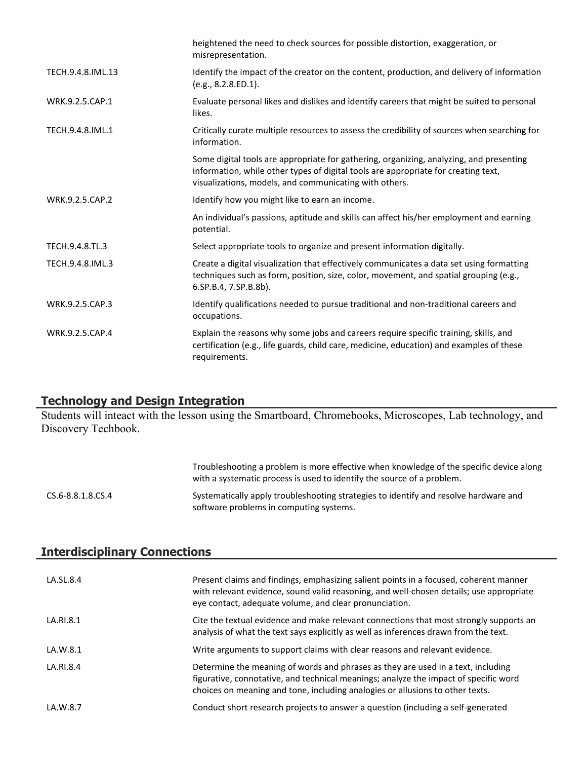| | |
|---|---|
| | heightened the need to check sources for possible distortion, exaggeration, or misrepresentation. |
| TECH.9.4.8.IML.13 | Identify the impact of the creator on the content, production, and delivery of information (e.g., 8.2.8.ED.1). |
| WRK.9.2.5.CAP.1 | Evaluate personal likes and dislikes and identify careers that might be suited to personal likes. |
| TECH.9.4.8.IML.1 | Critically curate multiple resources to assess the credibility of sources when searching for information. |
| | Some digital tools are appropriate for gathering, organizing, analyzing, and presenting information, while other types of digital tools are appropriate for creating text, visualizations, models, and communicating with others. |
| WRK.9.2.5.CAP.2 | Identify how you might like to earn an income. |
| | An individual's passions, aptitude and skills can affect his/her employment and earning potential. |
| TECH.9.4.8.TL.3 | Select appropriate tools to organize and present information digitally. |
| TECH.9.4.8.IML.3 | Create a digital visualization that effectively communicates a data set using formatting techniques such as form, position, size, color, movement, and spatial grouping (e.g., 6.SP.B.4, 7.SP.B.8b). |
| WRK.9.2.5.CAP.3 | Identify qualifications needed to pursue traditional and non-traditional careers and occupations. |
| WRK.9.2.5.CAP.4 | Explain the reasons why some jobs and careers require specific training, skills, and certification (e.g., life guards, child care, medicine, education) and examples of these requirements. |

## Technology and Design Integration

Students will inteact with the lesson using the Smartboard, Chromebooks, Microscopes, Lab technology, and Discovery Techbook.

| | |
|---|---|
| | Troubleshooting a problem is more effective when knowledge of the specific device along with a systematic process is used to identify the source of a problem. |
| CS.6-8.8.1.8.CS.4 | Systematically apply troubleshooting strategies to identify and resolve hardware and software problems in computing systems. |

## Interdisciplinary Connections

| | |
|---|---|
| LA.SL.8.4 | Present claims and findings, emphasizing salient points in a focused, coherent manner with relevant evidence, sound valid reasoning, and well-chosen details; use appropriate eye contact, adequate volume, and clear pronunciation. |
| LA.RI.8.1 | Cite the textual evidence and make relevant connections that most strongly supports an analysis of what the text says explicitly as well as inferences drawn from the text. |
| LA.W.8.1 | Write arguments to support claims with clear reasons and relevant evidence. |
| LA.RI.8.4 | Determine the meaning of words and phrases as they are used in a text, including figurative, connotative, and technical meanings; analyze the impact of specific word choices on meaning and tone, including analogies or allusions to other texts. |
| LA.W.8.7 | Conduct short research projects to answer a question (including a self-generated |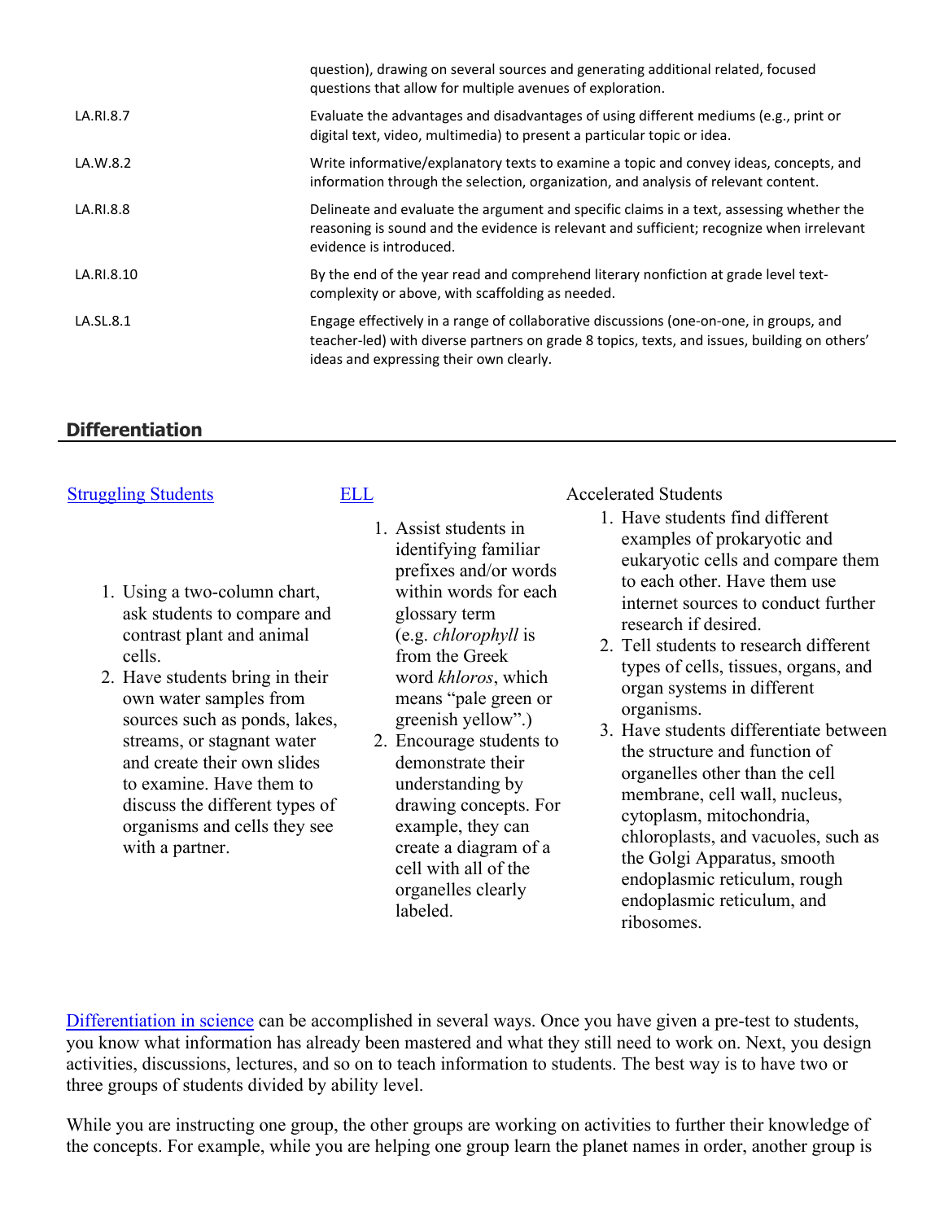| | |
|---|---|
| | question), drawing on several sources and generating additional related, focused questions that allow for multiple avenues of exploration. |
| LA.RI.8.7 | Evaluate the advantages and disadvantages of using different mediums (e.g., print or digital text, video, multimedia) to present a particular topic or idea. |
| LA.W.8.2 | Write informative/explanatory texts to examine a topic and convey ideas, concepts, and information through the selection, organization, and analysis of relevant content. |
| LA.RI.8.8 | Delineate and evaluate the argument and specific claims in a text, assessing whether the reasoning is sound and the evidence is relevant and sufficient; recognize when irrelevant evidence is introduced. |
| LA.RI.8.10 | By the end of the year read and comprehend literary nonfiction at grade level text-complexity or above, with scaffolding as needed. |
| LA.SL.8.1 | Engage effectively in a range of collaborative discussions (one-on-one, in groups, and teacher-led) with diverse partners on grade 8 topics, texts, and issues, building on others' ideas and expressing their own clearly. |

## Differentiation

[Struggling Students](#)

1. Using a two-column chart, ask students to compare and contrast plant and animal cells.
2. Have students bring in their own water samples from sources such as ponds, lakes, streams, or stagnant water and create their own slides to examine. Have them to discuss the different types of organisms and cells they see with a partner.

[ELL](#)

1. Assist students in identifying familiar prefixes and/or words within words for each glossary term (e.g. *chlorophyll* is from the Greek word *khloros*, which means "pale green or greenish yellow".)
2. Encourage students to demonstrate their understanding by drawing concepts. For example, they can create a diagram of a cell with all of the organelles clearly labeled.

Accelerated Students

1. Have students find different examples of prokaryotic and eukaryotic cells and compare them to each other. Have them use internet sources to conduct further research if desired.
2. Tell students to research different types of cells, tissues, organs, and organ systems in different organisms.
3. Have students differentiate between the structure and function of organelles other than the cell membrane, cell wall, nucleus, cytoplasm, mitochondria, chloroplasts, and vacuoles, such as the Golgi Apparatus, smooth endoplasmic reticulum, rough endoplasmic reticulum, and ribosomes.

[Differentiation in science](#) can be accomplished in several ways. Once you have given a pre-test to students, you know what information has already been mastered and what they still need to work on. Next, you design activities, discussions, lectures, and so on to teach information to students. The best way is to have two or three groups of students divided by ability level.

While you are instructing one group, the other groups are working on activities to further their knowledge of the concepts. For example, while you are helping one group learn the planet names in order, another group is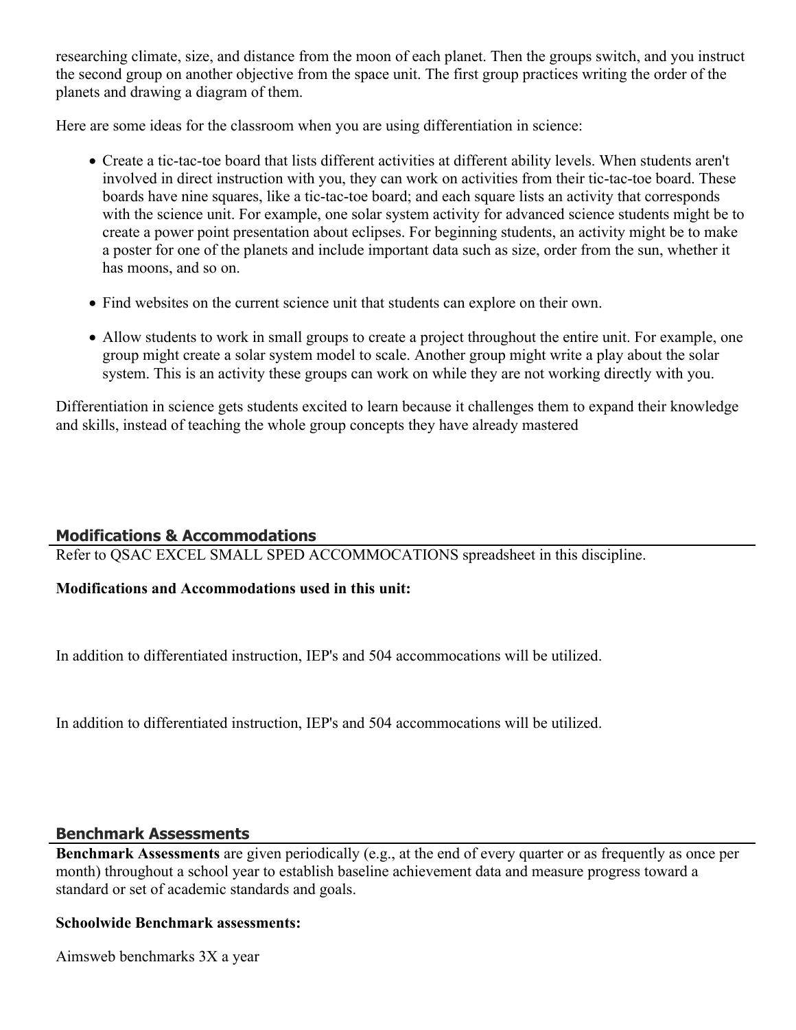researching climate, size, and distance from the moon of each planet. Then the groups switch, and you instruct the second group on another objective from the space unit. The first group practices writing the order of the planets and drawing a diagram of them.

Here are some ideas for the classroom when you are using differentiation in science:

- Create a tic-tac-toe board that lists different activities at different ability levels. When students aren't involved in direct instruction with you, they can work on activities from their tic-tac-toe board. These boards have nine squares, like a tic-tac-toe board; and each square lists an activity that corresponds with the science unit. For example, one solar system activity for advanced science students might be to create a power point presentation about eclipses. For beginning students, an activity might be to make a poster for one of the planets and include important data such as size, order from the sun, whether it has moons, and so on.
- Find websites on the current science unit that students can explore on their own.
- Allow students to work in small groups to create a project throughout the entire unit. For example, one group might create a solar system model to scale. Another group might write a play about the solar system. This is an activity these groups can work on while they are not working directly with you.

Differentiation in science gets students excited to learn because it challenges them to expand their knowledge and skills, instead of teaching the whole group concepts they have already mastered

## Modifications & Accommodations

Refer to QSAC EXCEL SMALL SPED ACCOMMOCATIONS spreadsheet in this discipline.

**Modifications and Accommodations used in this unit:**

In addition to differentiated instruction, IEP's and 504 accommocations will be utilized.

In addition to differentiated instruction, IEP's and 504 accommocations will be utilized.

## Benchmark Assessments

**Benchmark Assessments** are given periodically (e.g., at the end of every quarter or as frequently as once per month) throughout a school year to establish baseline achievement data and measure progress toward a standard or set of academic standards and goals.

**Schoolwide Benchmark assessments:**

Aimsweb benchmarks 3X a year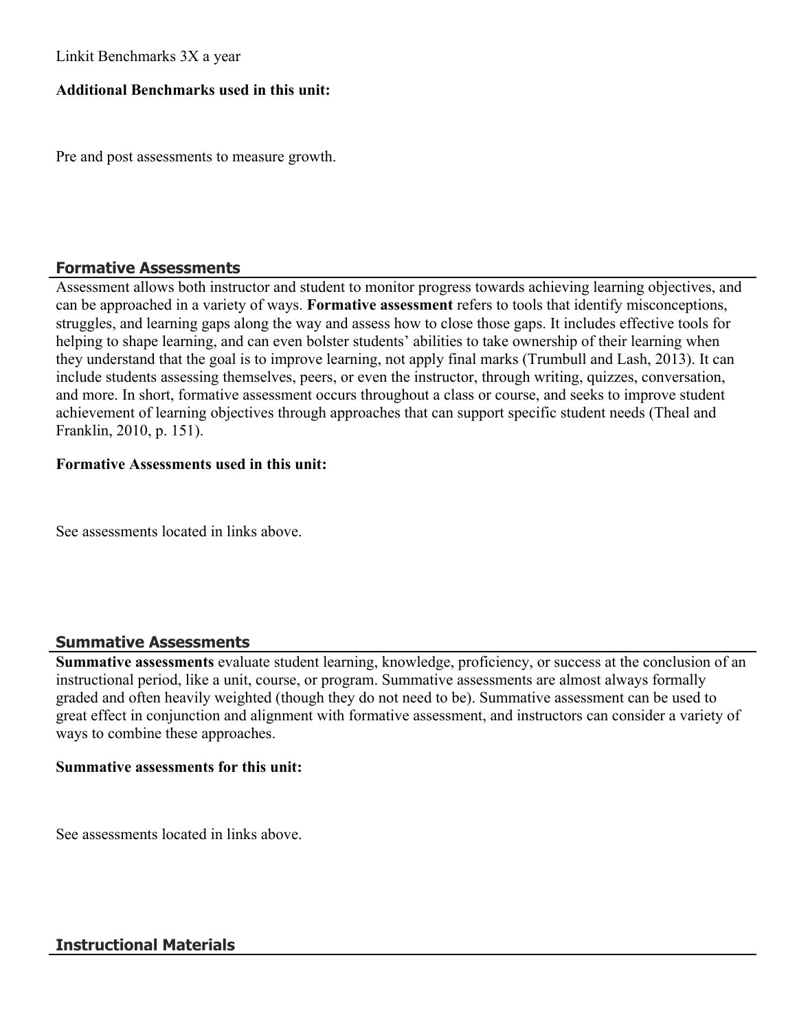Linkit Benchmarks 3X a year

**Additional Benchmarks used in this unit:**

Pre and post assessments to measure growth.

## Formative Assessments

Assessment allows both instructor and student to monitor progress towards achieving learning objectives, and can be approached in a variety of ways. **Formative assessment** refers to tools that identify misconceptions, struggles, and learning gaps along the way and assess how to close those gaps. It includes effective tools for helping to shape learning, and can even bolster students' abilities to take ownership of their learning when they understand that the goal is to improve learning, not apply final marks (Trumbull and Lash, 2013). It can include students assessing themselves, peers, or even the instructor, through writing, quizzes, conversation, and more. In short, formative assessment occurs throughout a class or course, and seeks to improve student achievement of learning objectives through approaches that can support specific student needs (Theal and Franklin, 2010, p. 151).

**Formative Assessments used in this unit:**

See assessments located in links above.

## Summative Assessments

**Summative assessments** evaluate student learning, knowledge, proficiency, or success at the conclusion of an instructional period, like a unit, course, or program. Summative assessments are almost always formally graded and often heavily weighted (though they do not need to be). Summative assessment can be used to great effect in conjunction and alignment with formative assessment, and instructors can consider a variety of ways to combine these approaches.

**Summative assessments for this unit:**

See assessments located in links above.

## Instructional Materials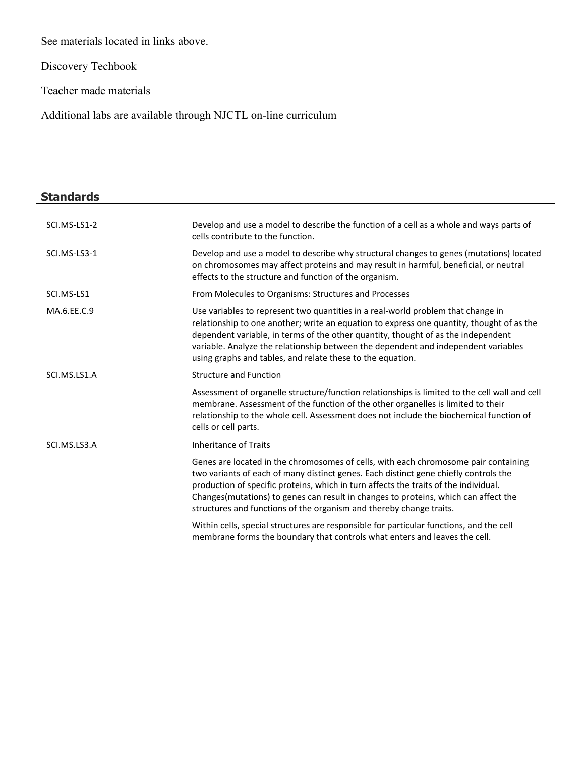See materials located in links above.

Discovery Techbook

Teacher made materials

Additional labs are available through NJCTL on-line curriculum

## Standards

| | |
|---|---|
| SCI.MS-LS1-2 | Develop and use a model to describe the function of a cell as a whole and ways parts of cells contribute to the function. |
| SCI.MS-LS3-1 | Develop and use a model to describe why structural changes to genes (mutations) located on chromosomes may affect proteins and may result in harmful, beneficial, or neutral effects to the structure and function of the organism. |
| SCI.MS-LS1 | From Molecules to Organisms: Structures and Processes |
| MA.6.EE.C.9 | Use variables to represent two quantities in a real-world problem that change in relationship to one another; write an equation to express one quantity, thought of as the dependent variable, in terms of the other quantity, thought of as the independent variable. Analyze the relationship between the dependent and independent variables using graphs and tables, and relate these to the equation. |
| SCI.MS.LS1.A | Structure and Function |
| | Assessment of organelle structure/function relationships is limited to the cell wall and cell membrane. Assessment of the function of the other organelles is limited to their relationship to the whole cell. Assessment does not include the biochemical function of cells or cell parts. |
| SCI.MS.LS3.A | Inheritance of Traits |
| | Genes are located in the chromosomes of cells, with each chromosome pair containing two variants of each of many distinct genes. Each distinct gene chiefly controls the production of specific proteins, which in turn affects the traits of the individual. Changes(mutations) to genes can result in changes to proteins, which can affect the structures and functions of the organism and thereby change traits. |
| | Within cells, special structures are responsible for particular functions, and the cell membrane forms the boundary that controls what enters and leaves the cell. |